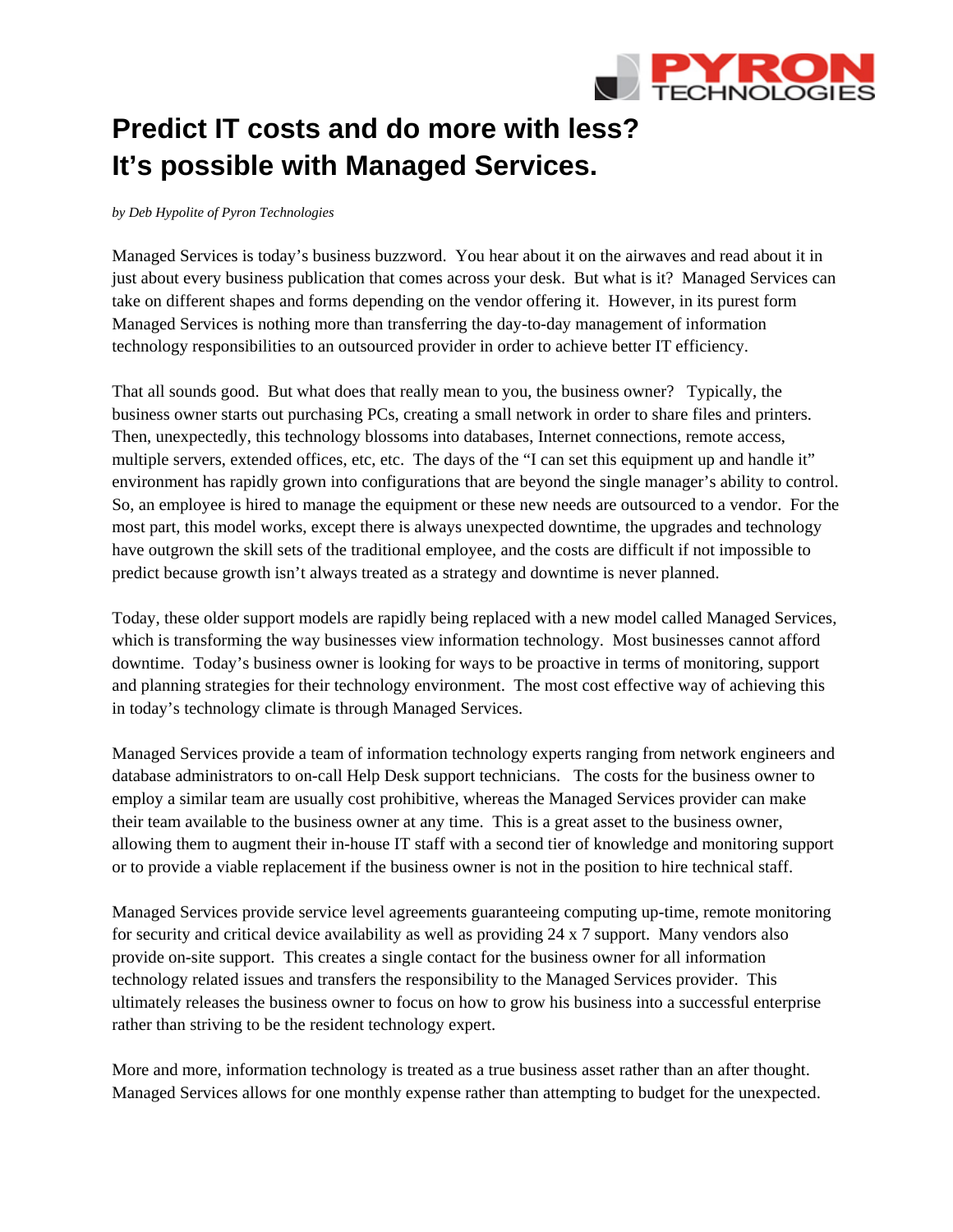# Predict IT costs and do more with less? It's possible with Managed Services.

*by Deb Hypolite of Pyron Technologies*

Managed Services is today's business buzzword. You hear about it on the airwaves and read about it in just about every business publication that comes across your desk. But what is it? Managed Services can take on different shapes and forms depending on the vendor offering it. However, in its purest form Managed Services is nothing more than transferring the day-to-day management of information technology responsibilities to an outsourced provider in order to achieve better IT efficiency.

That all sounds good. But what does that really mean to you, the business owner? Typically, the business owner starts out purchasing PCs, creating a small network in order to share files and printers. Then, unexpectedly, this technology blossoms into databases, Internet connections, remote access, multiple servers, extended offices, etc, etc. The days of the "I can set this equipment up and handle it" environment has rapidly grown into configurations that are beyond the single manager's ability to control. So, an employee is hired to manage the equipment or these new needs are outsourced to a vendor. For the most part, this model works, except there is always unexpected downtime, the upgrades and technology have outgrown the skill sets of the traditional employee, and the costs are difficult if not impossible to predict because growth isn't always treated as a strategy and downtime is never planned.

Today, these older support models are rapidly being replaced with a new model called Managed Services, which is transforming the way businesses view information technology. Most businesses cannot afford downtime. Today's business owner is looking for ways to be proactive in terms of monitoring, support and planning strategies for their technology environment. The most cost effective way of achieving this in today's technology climate is through Managed Services.

Managed Services provide a team of information technology experts ranging from network engineers and database administrators to on-call Help Desk support technicians. The costs for the business owner to employ a similar team are usually cost prohibitive, whereas the Managed Services provider can make their team available to the business owner at any time. This is a great asset to the business owner, allowing them to augment their in-house IT staff with a second tier of knowledge and monitoring support or to provide a viable replacement if the business owner is not in the position to hire technical staff.

Managed Services provide service level agreements guaranteeing computing up-time, remote monitoring for security and critical device availability as well as providing 24 x 7 support. Many vendors also provide on-site support. This creates a single contact for the business owner for all information technology related issues and transfers the responsibility to the Managed Services provider. This ultimately releases the business owner to focus on how to grow his business into a successful enterprise rather than striving to be the resident technology expert.

More and more, information technology is treated as a true business asset rather than an after thought. Managed Services allows for one monthly expense rather than attempting to budget for the unexpected.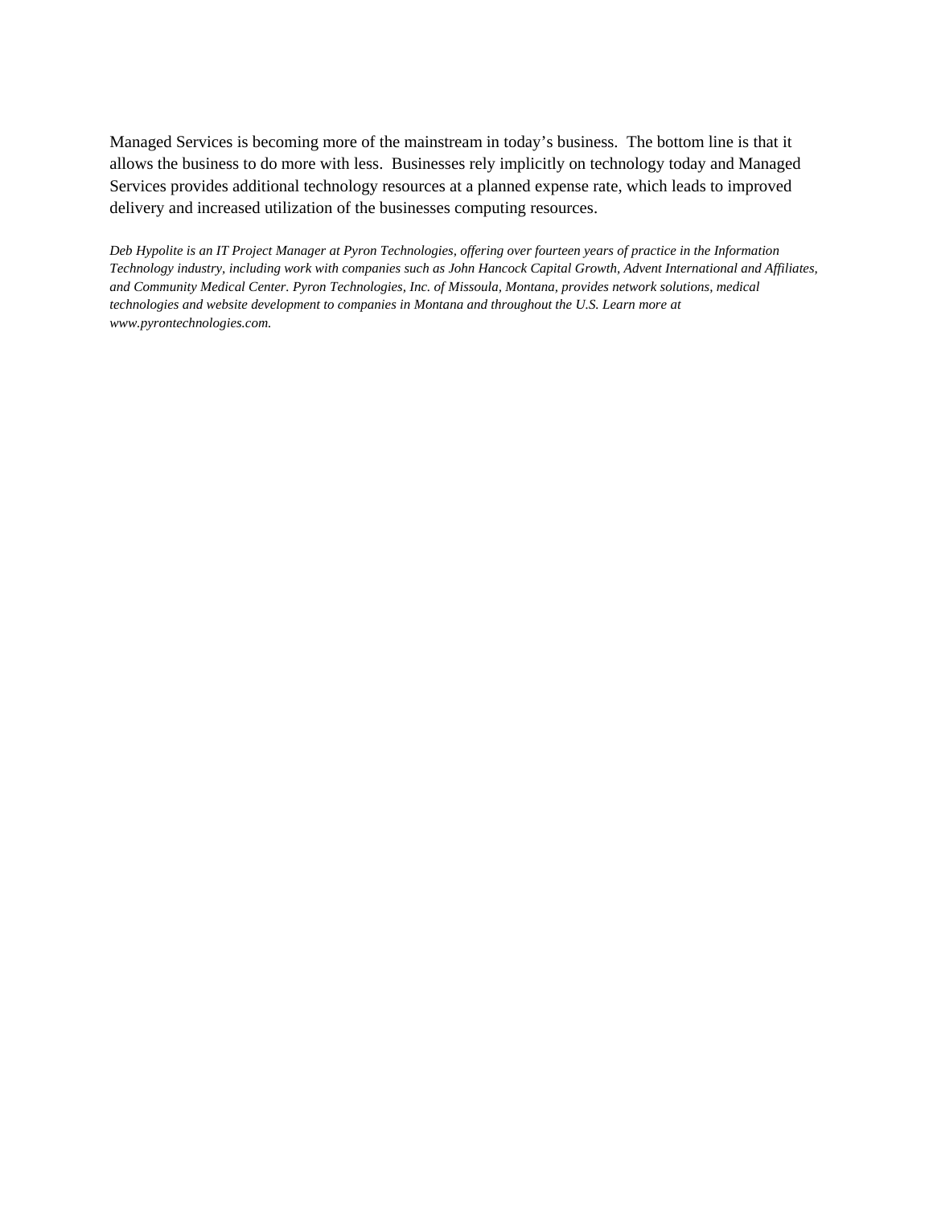Managed Services is becoming more of the mainstream in today's business. The bottom line is that it allows the business to do more with less. Businesses rely implicitly on technology today and Managed Services provides additional technology resources at a planned expense rate, which leads to improved delivery and increased utilization of the businesses computing resources.

*Deb Hypolite is an IT Project Manager at Pyron Technologies, offering over fourteen years of practice in the Information Technology industry, including work with companies such as John Hancock Capital Growth, Advent International and Affiliates, and Community Medical Center. Pyron Technologies, Inc. of Missoula, Montana, provides network solutions, medical technologies and website development to companies in Montana and throughout the U.S. Learn more at www.pyrontechnologies.com.*